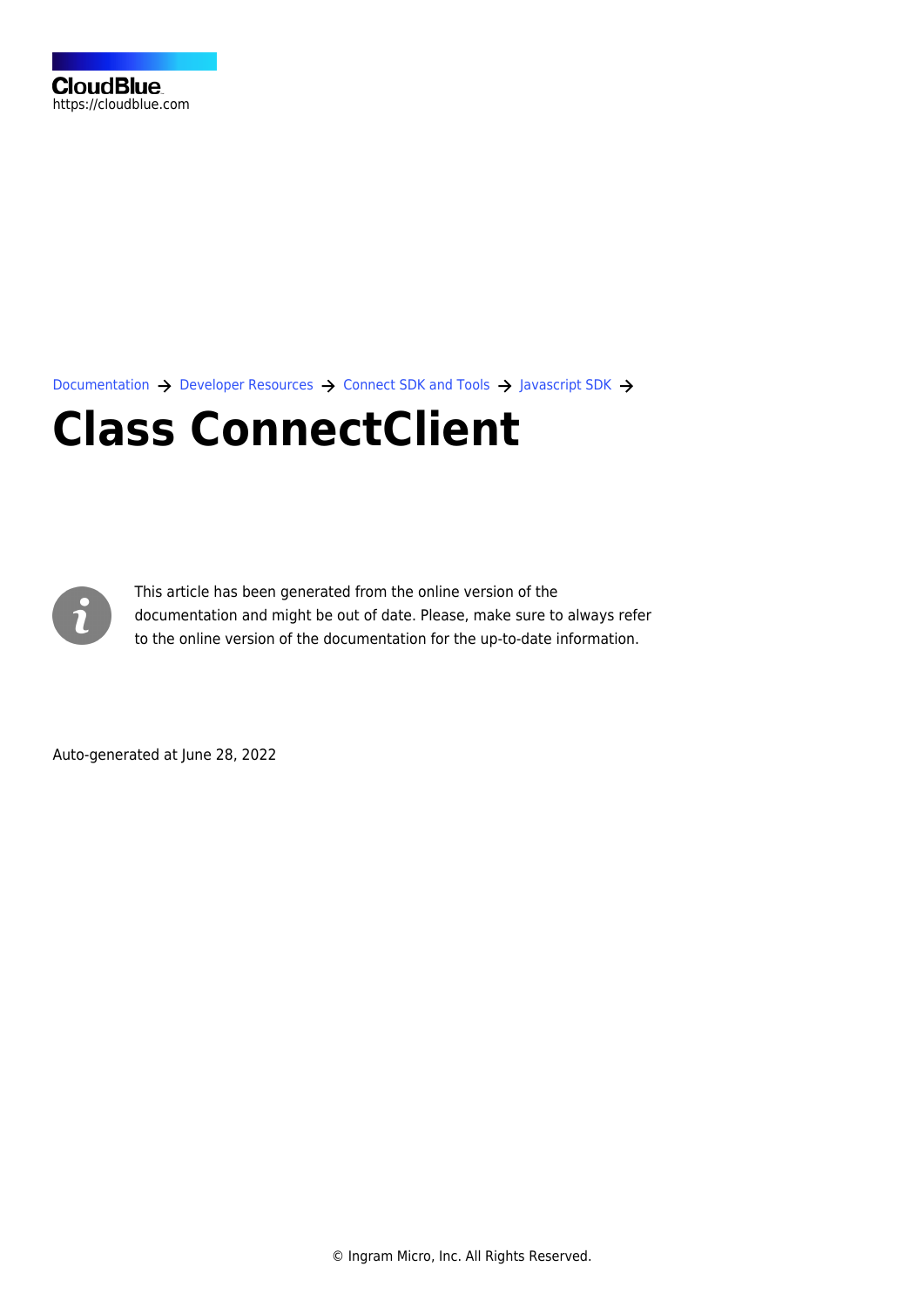CloudBlue
https://cloudblue.com

Documentation → Developer Resources → Connect SDK and Tools → Javascript SDK →

# Class ConnectClient

This article has been generated from the online version of the documentation and might be out of date. Please, make sure to always refer to the online version of the documentation for the up-to-date information.

Auto-generated at June 28, 2022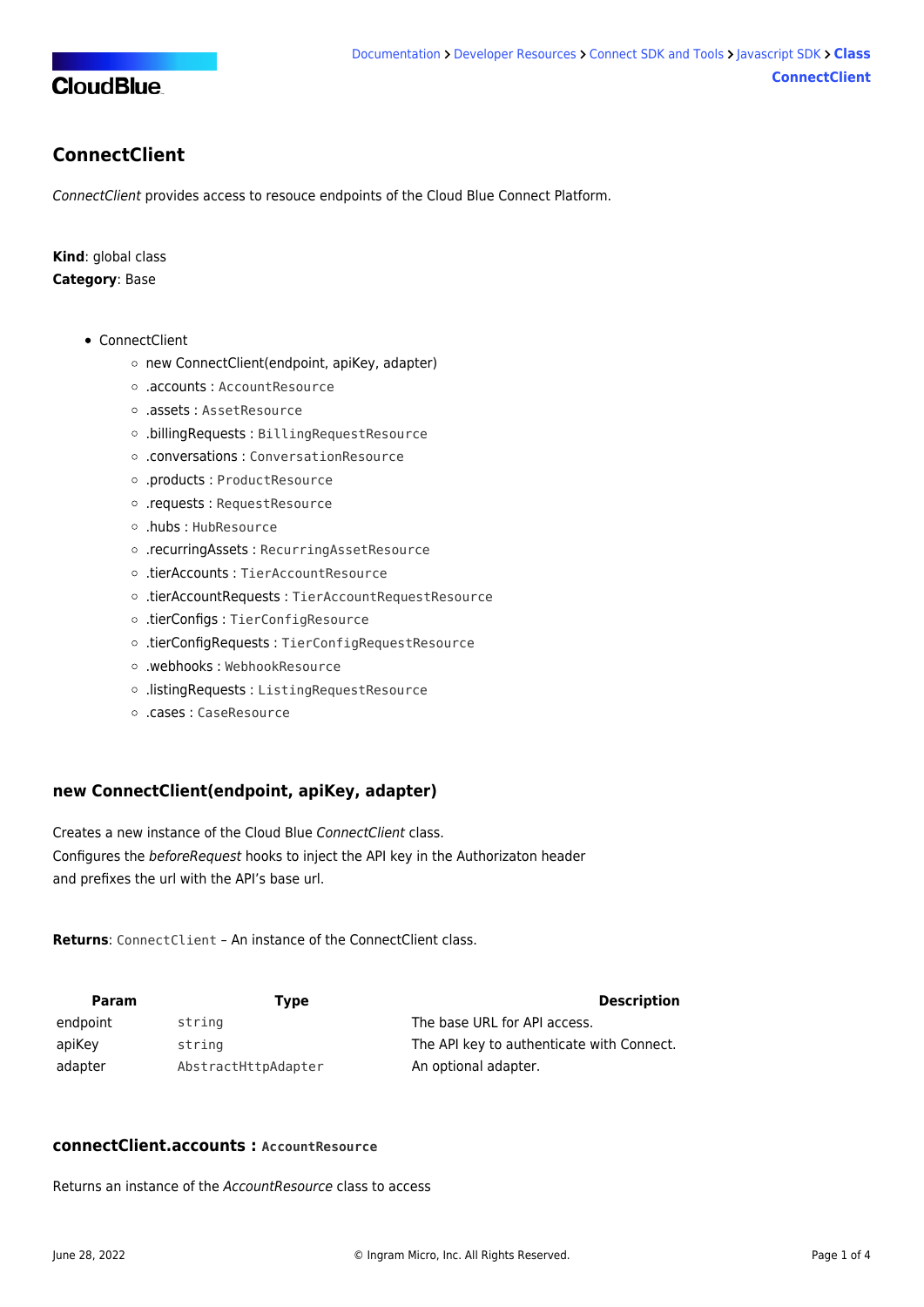## ConnectClient

*ConnectClient* provides access to resouce endpoints of the Cloud Blue Connect Platform.

**Kind**: global class
**Category**: Base

- ConnectClient
    - new ConnectClient(endpoint, apiKey, adapter)
    - .accounts : `AccountResource`
    - .assets : `AssetResource`
    - .billingRequests : `BillingRequestResource`
    - .conversations : `ConversationResource`
    - .products : `ProductResource`
    - .requests : `RequestResource`
    - .hubs : `HubResource`
    - .recurringAssets : `RecurringAssetResource`
    - .tierAccounts : `TierAccountResource`
    - .tierAccountRequests : `TierAccountRequestResource`
    - .tierConfigs : `TierConfigResource`
    - .tierConfigRequests : `TierConfigRequestResource`
    - .webhooks : `WebhookResource`
    - .listingRequests : `ListingRequestResource`
    - .cases : `CaseResource`

### new ConnectClient(endpoint, apiKey, adapter)

Creates a new instance of the Cloud Blue *ConnectClient* class.
Configures the *beforeRequest* hooks to inject the API key in the Authorizaton header
and prefixes the url with the API's base url.

**Returns**: `ConnectClient` – An instance of the ConnectClient class.

| Param | Type | Description |
|---|---|---|
| endpoint | `string` | The base URL for API access. |
| apiKey | `string` | The API key to authenticate with Connect. |
| adapter | `AbstractHttpAdapter` | An optional adapter. |

### connectClient.accounts : `AccountResource`

Returns an instance of the *AccountResource* class to access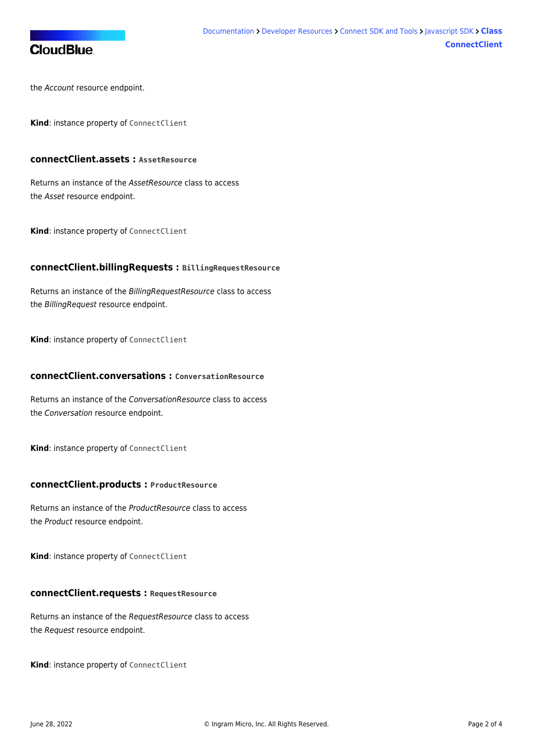the *Account* resource endpoint.

**Kind**: instance property of `ConnectClient`

#### connectClient.assets : `AssetResource`

Returns an instance of the *AssetResource* class to access
the *Asset* resource endpoint.

**Kind**: instance property of `ConnectClient`

#### connectClient.billingRequests : `BillingRequestResource`

Returns an instance of the *BillingRequestResource* class to access
the *BillingRequest* resource endpoint.

**Kind**: instance property of `ConnectClient`

#### connectClient.conversations : `ConversationResource`

Returns an instance of the *ConversationResource* class to access
the *Conversation* resource endpoint.

**Kind**: instance property of `ConnectClient`

#### connectClient.products : `ProductResource`

Returns an instance of the *ProductResource* class to access
the *Product* resource endpoint.

**Kind**: instance property of `ConnectClient`

#### connectClient.requests : `RequestResource`

Returns an instance of the *RequestResource* class to access
the *Request* resource endpoint.

**Kind**: instance property of `ConnectClient`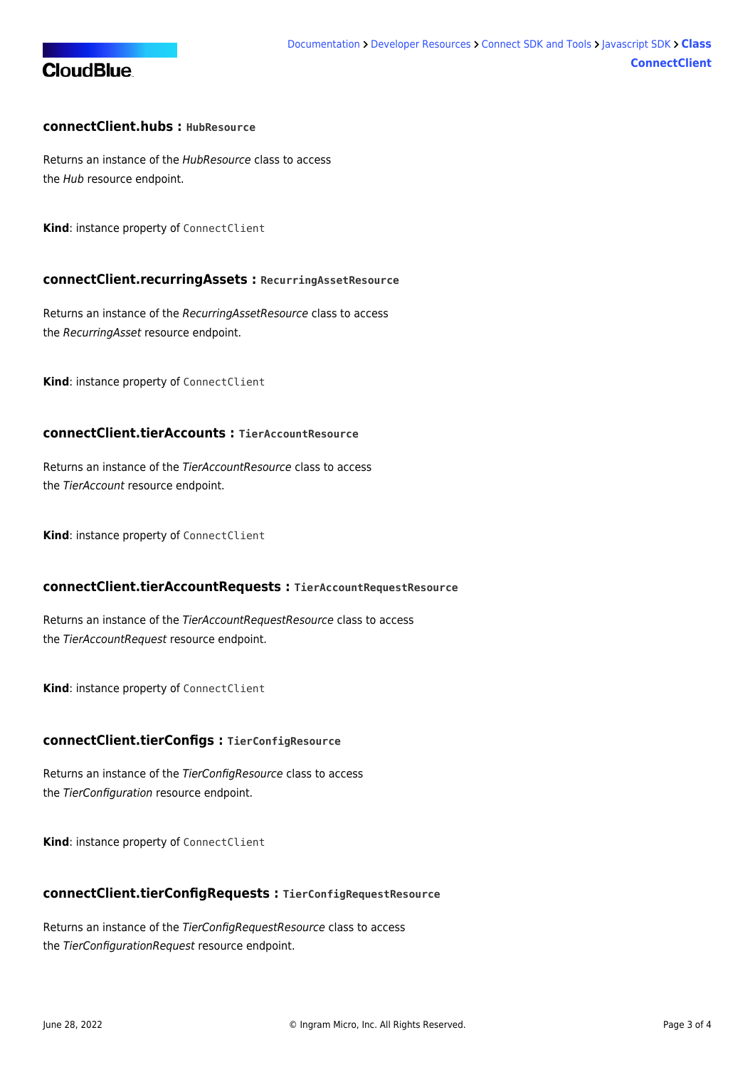#### connectClient.hubs : `HubResource`

Returns an instance of the *HubResource* class to access
the *Hub* resource endpoint.

**Kind**: instance property of `ConnectClient`

#### connectClient.recurringAssets : `RecurringAssetResource`

Returns an instance of the *RecurringAssetResource* class to access
the *RecurringAsset* resource endpoint.

**Kind**: instance property of `ConnectClient`

#### connectClient.tierAccounts : `TierAccountResource`

Returns an instance of the *TierAccountResource* class to access
the *TierAccount* resource endpoint.

**Kind**: instance property of `ConnectClient`

#### connectClient.tierAccountRequests : `TierAccountRequestResource`

Returns an instance of the *TierAccountRequestResource* class to access
the *TierAccountRequest* resource endpoint.

**Kind**: instance property of `ConnectClient`

#### connectClient.tierConfigs : `TierConfigResource`

Returns an instance of the *TierConfigResource* class to access
the *TierConfiguration* resource endpoint.

**Kind**: instance property of `ConnectClient`

#### connectClient.tierConfigRequests : `TierConfigRequestResource`

Returns an instance of the *TierConfigRequestResource* class to access
the *TierConfigurationRequest* resource endpoint.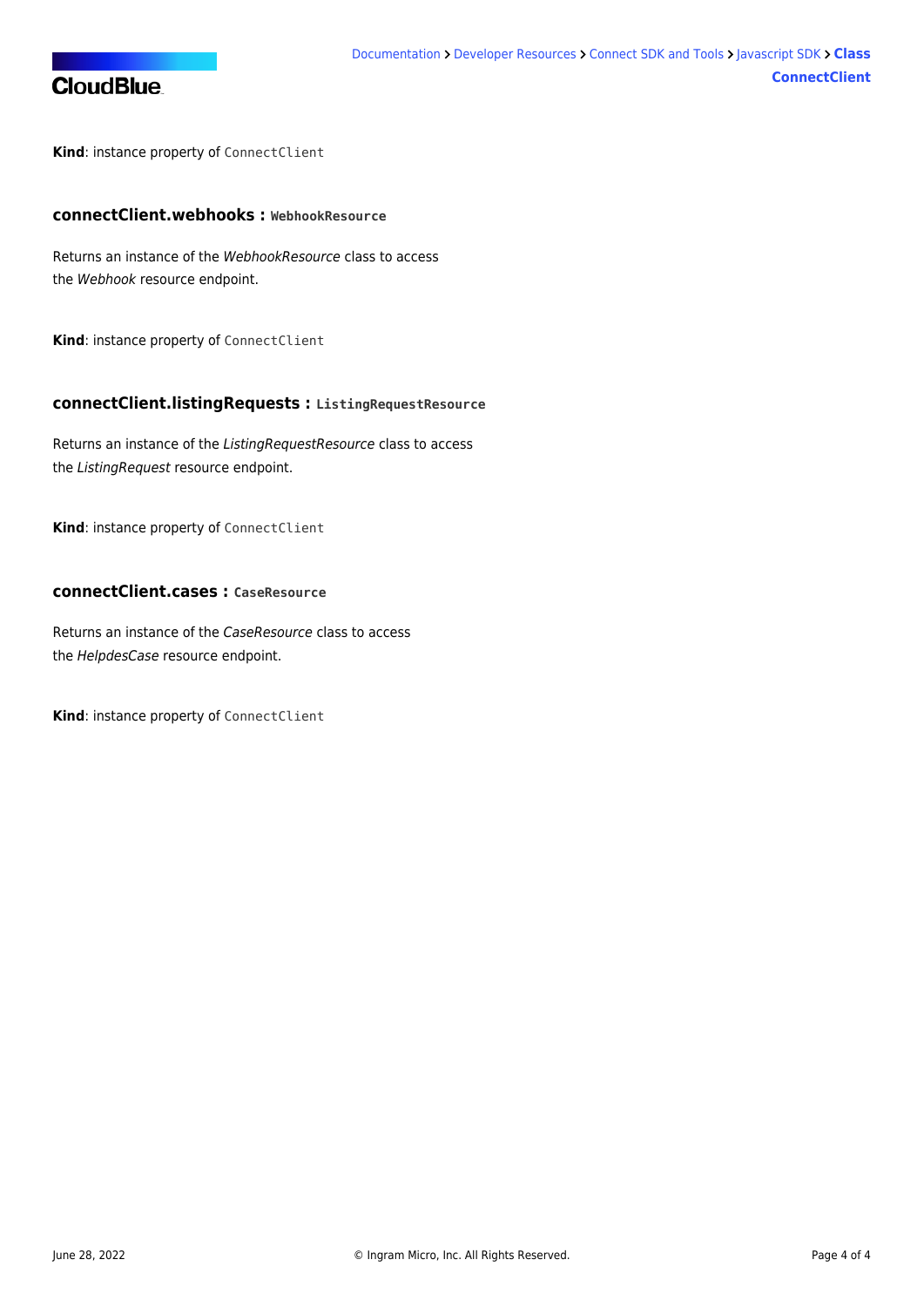**Kind**: instance property of `ConnectClient`

#### connectClient.webhooks : `WebhookResource`

Returns an instance of the *WebhookResource* class to access the *Webhook* resource endpoint.

**Kind**: instance property of `ConnectClient`

#### connectClient.listingRequests : `ListingRequestResource`

Returns an instance of the *ListingRequestResource* class to access the *ListingRequest* resource endpoint.

**Kind**: instance property of `ConnectClient`

#### connectClient.cases : `CaseResource`

Returns an instance of the *CaseResource* class to access the *HelpdesCase* resource endpoint.

**Kind**: instance property of `ConnectClient`